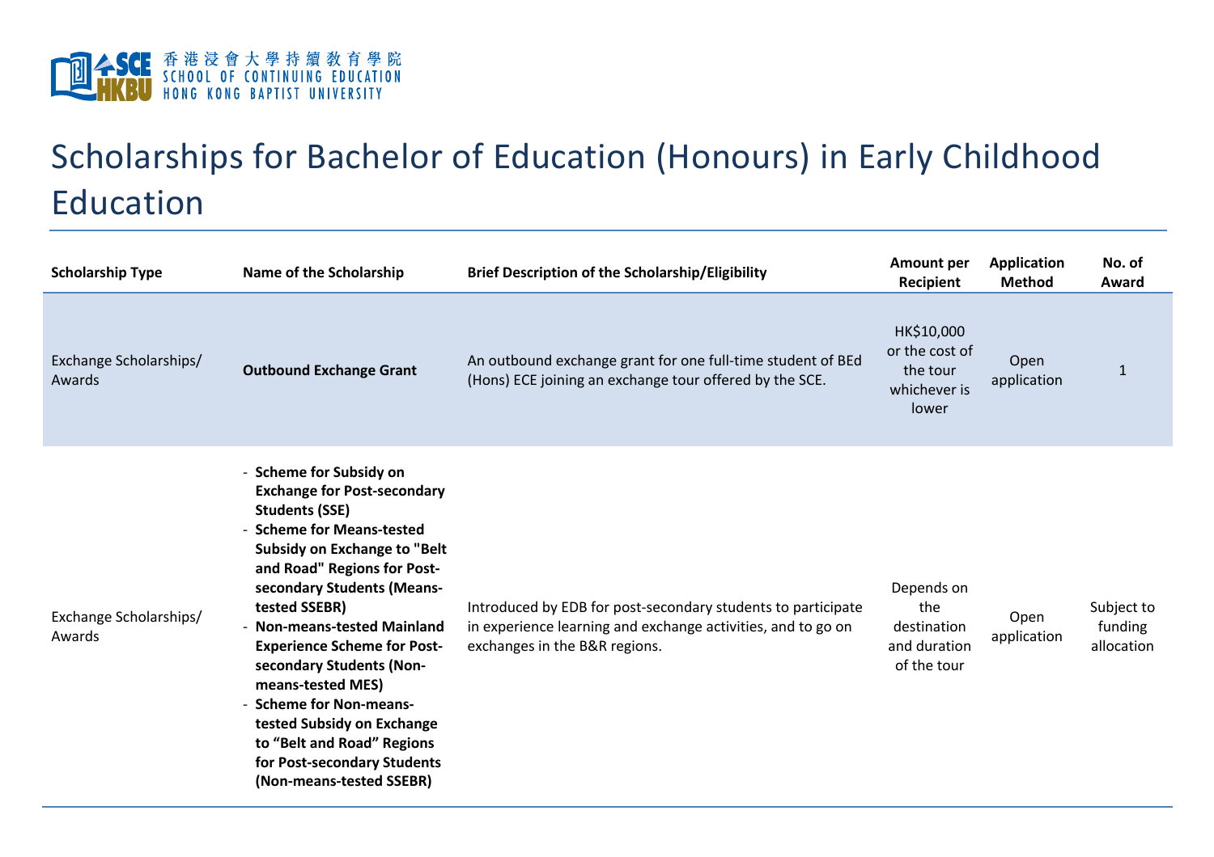# Scholarships for Bachelor of Education (Honours) in Early Childhood Education

| Scholarship Type | Name of the Scholarship | Brief Description of the Scholarship/Eligibility | Amount per Recipient | Application Method | No. of Award |
|---|---|---|---|---|---|
| Exchange Scholarships/ Awards | **Outbound Exchange Grant** | An outbound exchange grant for one full-time student of BEd (Hons) ECE joining an exchange tour offered by the SCE. | HK$10,000 or the cost of the tour whichever is lower | Open application | 1 |
| Exchange Scholarships/ Awards | - **Scheme for Subsidy on Exchange for Post-secondary Students (SSE)**<br>- **Scheme for Means-tested Subsidy on Exchange to "Belt and Road" Regions for Post-secondary Students (Means-tested SSEBR)**<br>- **Non-means-tested Mainland Experience Scheme for Post-secondary Students (Non-means-tested MES)**<br>- **Scheme for Non-means-tested Subsidy on Exchange to "Belt and Road" Regions for Post-secondary Students (Non-means-tested SSEBR)** | Introduced by EDB for post-secondary students to participate in experience learning and exchange activities, and to go on exchanges in the B&R regions. | Depends on the destination and duration of the tour | Open application | Subject to funding allocation |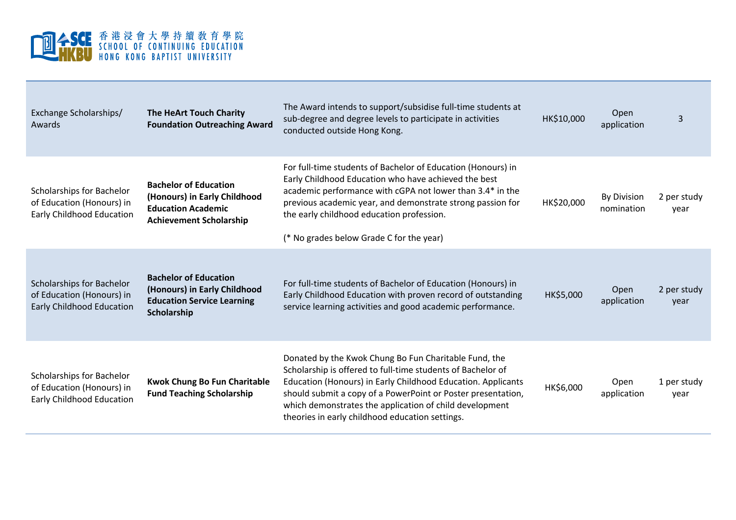| Exchange Scholarships/ Awards | **The HeArt Touch Charity Foundation Outreaching Award** | The Award intends to support/subsidise full-time students at sub-degree and degree levels to participate in activities conducted outside Hong Kong. | HK$10,000 | Open application | 3 |
|---|---|---|---|---|---|
| Scholarships for Bachelor of Education (Honours) in Early Childhood Education | **Bachelor of Education (Honours) in Early Childhood Education Academic Achievement Scholarship** | For full-time students of Bachelor of Education (Honours) in Early Childhood Education who have achieved the best academic performance with cGPA not lower than 3.4* in the previous academic year, and demonstrate strong passion for the early childhood education profession.<br><br>(* No grades below Grade C for the year) | HK$20,000 | By Division nomination | 2 per study year |
| Scholarships for Bachelor of Education (Honours) in Early Childhood Education | **Bachelor of Education (Honours) in Early Childhood Education Service Learning Scholarship** | For full-time students of Bachelor of Education (Honours) in Early Childhood Education with proven record of outstanding service learning activities and good academic performance. | HK$5,000 | Open application | 2 per study year |
| Scholarships for Bachelor of Education (Honours) in Early Childhood Education | **Kwok Chung Bo Fun Charitable Fund Teaching Scholarship** | Donated by the Kwok Chung Bo Fun Charitable Fund, the Scholarship is offered to full-time students of Bachelor of Education (Honours) in Early Childhood Education. Applicants should submit a copy of a PowerPoint or Poster presentation, which demonstrates the application of child development theories in early childhood education settings. | HK$6,000 | Open application | 1 per study year |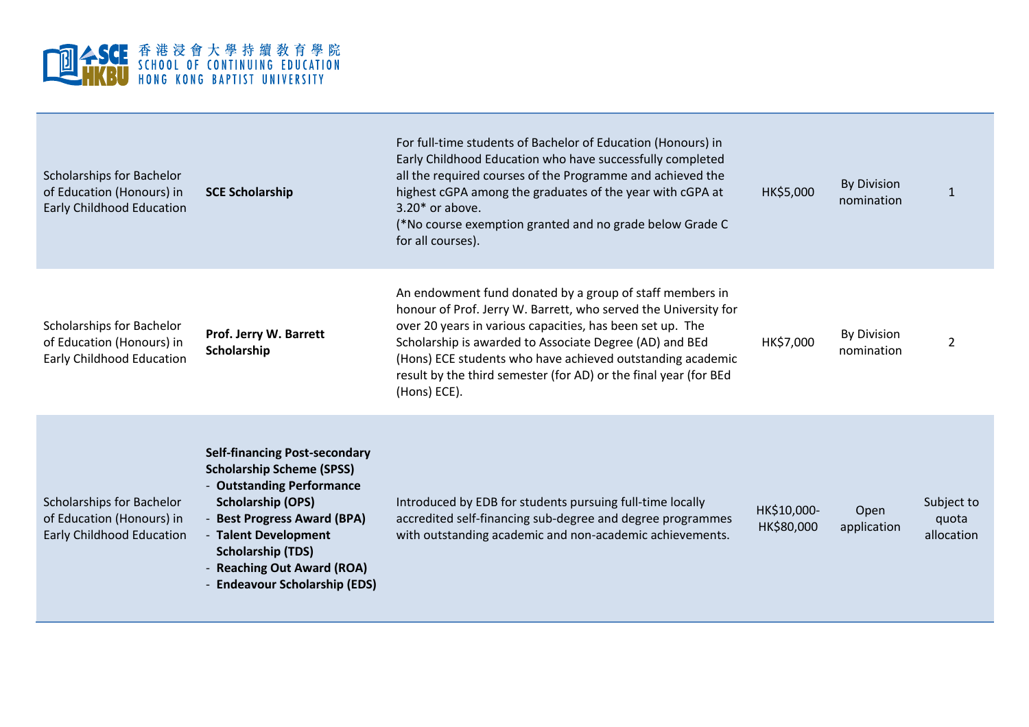| | | | | | |
|---|---|---|---|---|---|
| Scholarships for Bachelor of Education (Honours) in Early Childhood Education | **SCE Scholarship** | For full-time students of Bachelor of Education (Honours) in Early Childhood Education who have successfully completed all the required courses of the Programme and achieved the highest cGPA among the graduates of the year with cGPA at 3.20* or above.<br>(*No course exemption granted and no grade below Grade C for all courses). | HK$5,000 | By Division nomination | 1 |
| Scholarships for Bachelor of Education (Honours) in Early Childhood Education | **Prof. Jerry W. Barrett Scholarship** | An endowment fund donated by a group of staff members in honour of Prof. Jerry W. Barrett, who served the University for over 20 years in various capacities, has been set up. The Scholarship is awarded to Associate Degree (AD) and BEd (Hons) ECE students who have achieved outstanding academic result by the third semester (for AD) or the final year (for BEd (Hons) ECE). | HK$7,000 | By Division nomination | 2 |
| Scholarships for Bachelor of Education (Honours) in Early Childhood Education | **Self-financing Post-secondary Scholarship Scheme (SPSS)**<br>- **Outstanding Performance Scholarship (OPS)**<br>- **Best Progress Award (BPA)**<br>- **Talent Development Scholarship (TDS)**<br>- **Reaching Out Award (ROA)**<br>- **Endeavour Scholarship (EDS)** | Introduced by EDB for students pursuing full-time locally accredited self-financing sub-degree and degree programmes with outstanding academic and non-academic achievements. | HK$10,000-HK$80,000 | Open application | Subject to quota allocation |